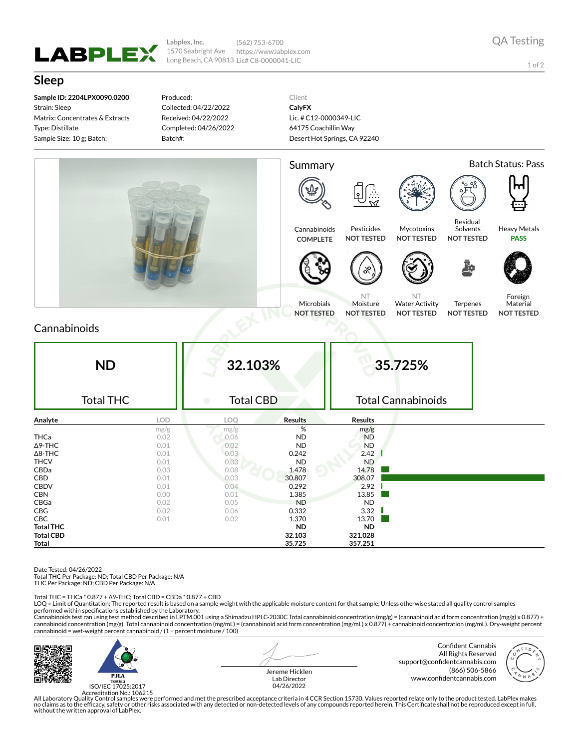**LABPLEX**

Labplex, Inc.
1570 Seabright Ave
Long Beach, CA 90813

(562) 753-6700
https://www.labplex.com
Lic# C8-0000041-LIC

QA Testing

# Sleep

**Sample ID: 2204LPX0090.0200**
Strain: Sleep
Matrix: Concentrates & Extracts
Type: Distillate
Sample Size: 10 g; Batch:

Produced:
Collected: 04/22/2022
Received: 04/22/2022
Completed: 04/26/2022
Batch#:

Client
**CalyFX**
Lic. # C12-0000349-LIC
64175 Coachillin Way
Desert Hot Springs, CA 92240

## Summary

Batch Status: Pass

| Cannabinoids | Pesticides | Mycotoxins | Residual Solvents | Heavy Metals |
|---|---|---|---|---|
| COMPLETE | NOT TESTED | NOT TESTED | NOT TESTED | PASS |

| Microbials | Moisture | Water Activity | Terpenes | Foreign Material |
|---|---|---|---|---|
| NOT TESTED | NT NOT TESTED | NT NOT TESTED | NOT TESTED | NOT TESTED |

## Cannabinoids

| ND | 32.103% | 35.725% |
|---|---|---|
| Total THC | Total CBD | Total Cannabinoids |

| Analyte | LOD mg/g | LOQ mg/g | Results % | Results mg/g |
|---|---|---|---|---|
| THCa | 0.02 | 0.06 | ND | ND |
| Δ9-THC | 0.01 | 0.02 | ND | ND |
| Δ8-THC | 0.01 | 0.03 | 0.242 | 2.42 |
| THCV | 0.01 | 0.03 | ND | ND |
| CBDa | 0.03 | 0.08 | 1.478 | 14.78 |
| CBD | 0.01 | 0.03 | 30.807 | 308.07 |
| CBDV | 0.01 | 0.04 | 0.292 | 2.92 |
| CBN | 0.00 | 0.01 | 1.385 | 13.85 |
| CBGa | 0.02 | 0.05 | ND | ND |
| CBG | 0.02 | 0.06 | 0.332 | 3.32 |
| CBC | 0.01 | 0.02 | 1.370 | 13.70 |
| **Total THC** | | | ND | ND |
| **Total CBD** | | | 32.103 | 321.028 |
| **Total** | | | 35.725 | 357.251 |

Date Tested: 04/26/2022
Total THC Per Package: ND; Total CBD Per Package: N/A
THC Per Package: ND; CBD Per Package: N/A

Total THC = THCa * 0.877 + Δ9-THC; Total CBD = CBDa * 0.877 + CBD
LOQ = Limit of Quantitation; The reported result is based on a sample weight with the applicable moisture content for that sample; Unless otherwise stated all quality control samples performed within specifications established by the Laboratory.
Cannabinoids test ran using test method described in LPTM.001 using a Shimadzu HPLC-2030C Total cannabinoid concentration (mg/g) = (cannabinoid acid form concentration (mg/g) x 0.877) + cannabinoid concentration (mg/g). Total cannabinoid concentration (mg/mL) = (cannabinoid acid form concentration (mg/mL) x 0.877) + cannabinoid concentration (mg/mL). Dry-weight percent cannabinoid = wet-weight percent cannabinoid / (1 − percent moisture / 100)

PJLA Testing
ISO/IEC 17025:2017
Accreditation No.: 106215

Jereme Hicklen
Lab Director
04/26/2022

Confident Cannabis
All Rights Reserved
support@confidentcannabis.com
(866) 506-5866
www.confidentcannabis.com

All Laboratory Quality Control samples were performed and met the prescribed acceptance criteria in 4 CCR Section 15730. Values reported relate only to the product tested. LabPlex makes no claims as to the efficacy, safety or other risks associated with any detected or non-detected levels of any compounds reported herein. This Certificate shall not be reproduced except in full, without the written approval of LabPlex.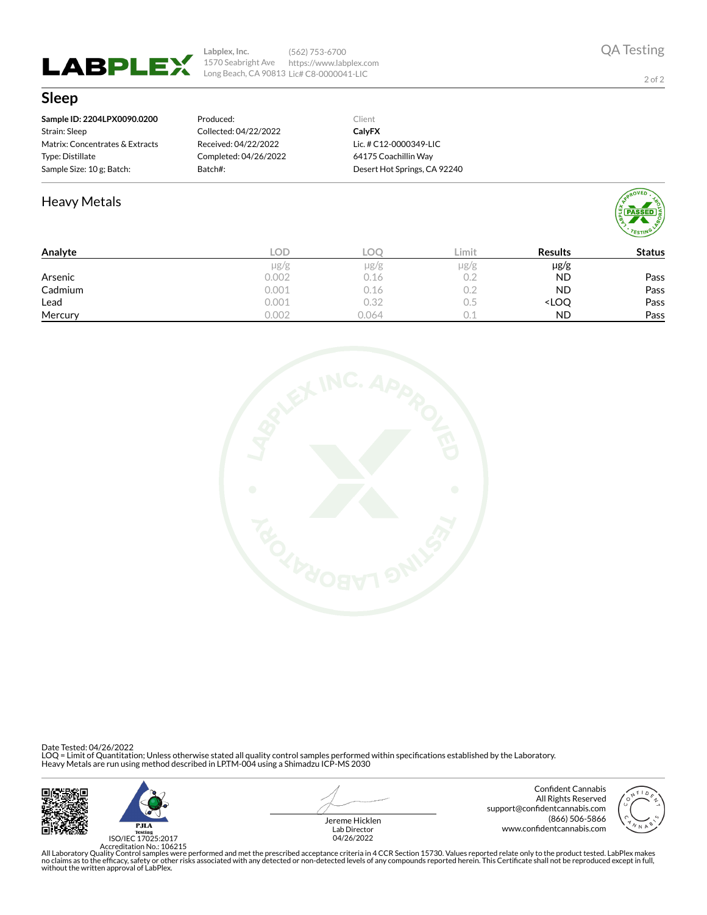**Labplex, Inc.**
1570 Seabright Ave
Long Beach, CA 90813

(562) 753-6700
https://www.labplex.com
Lic# C8-0000041-LIC

QA Testing

# Sleep

| | | |
|---|---|---|
| **Sample ID: 2204LPX0090.0200** | Produced: | Client |
| Strain: Sleep | Collected: 04/22/2022 | **CalyFX** |
| Matrix: Concentrates & Extracts | Received: 04/22/2022 | Lic. # C12-0000349-LIC |
| Type: Distillate | Completed: 04/26/2022 | 64175 Coachillin Way |
| Sample Size: 10 g; Batch: | Batch#: | Desert Hot Springs, CA 92240 |

## Heavy Metals

PASSED

| Analyte | LOD | LOQ | Limit | Results | Status |
|---|---|---|---|---|---|
| | μg/g | μg/g | μg/g | μg/g | |
| Arsenic | 0.002 | 0.16 | 0.2 | ND | Pass |
| Cadmium | 0.001 | 0.16 | 0.2 | ND | Pass |
| Lead | 0.001 | 0.32 | 0.5 | <LOQ | Pass |
| Mercury | 0.002 | 0.064 | 0.1 | ND | Pass |

Date Tested: 04/26/2022
LOQ = Limit of Quantitation; Unless otherwise stated all quality control samples performed within specifications established by the Laboratory.
Heavy Metals are run using method described in LP.TM-004 using a Shimadzu ICP-MS 2030

PJLA Testing
ISO/IEC 17025:2017
Accreditation No.: 106215

Jereme Hicklen
Lab Director
04/26/2022

Confident Cannabis
All Rights Reserved
support@confidentcannabis.com
(866) 506-5866
www.confidentcannabis.com

All Laboratory Quality Control samples were performed and met the prescribed acceptance criteria in 4 CCR Section 15730. Values reported relate only to the product tested. LabPlex makes no claims as to the efficacy, safety or other risks associated with any detected or non-detected levels of any compounds reported herein. This Certificate shall not be reproduced except in full, without the written approval of LabPlex.